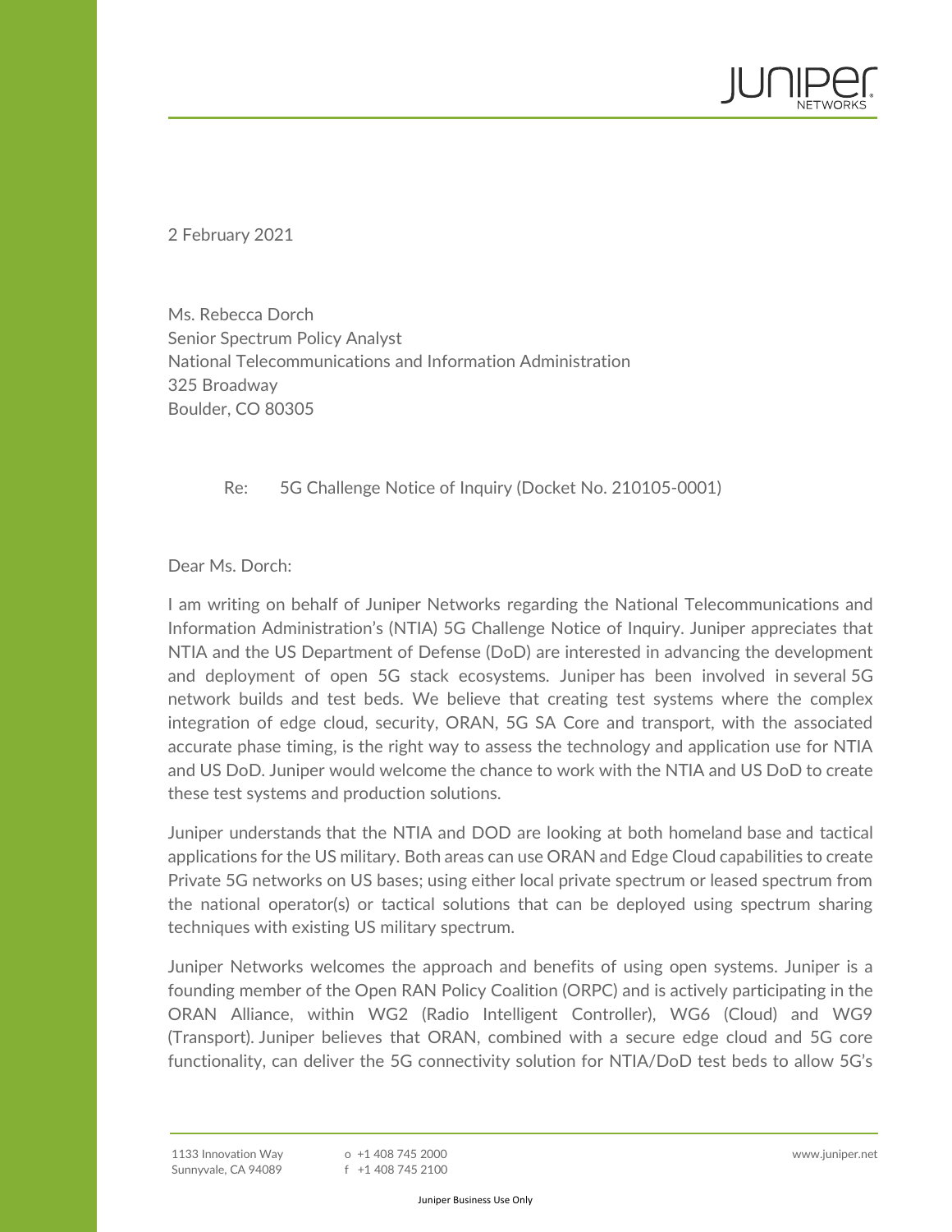2 February 2021

Ms. Rebecca Dorch
Senior Spectrum Policy Analyst
National Telecommunications and Information Administration
325 Broadway
Boulder, CO 80305

Re: 5G Challenge Notice of Inquiry (Docket No. 210105-0001)

Dear Ms. Dorch:

I am writing on behalf of Juniper Networks regarding the National Telecommunications and Information Administration's (NTIA) 5G Challenge Notice of Inquiry. Juniper appreciates that NTIA and the US Department of Defense (DoD) are interested in advancing the development and deployment of open 5G stack ecosystems. Juniper has been involved in several 5G network builds and test beds. We believe that creating test systems where the complex integration of edge cloud, security, ORAN, 5G SA Core and transport, with the associated accurate phase timing, is the right way to assess the technology and application use for NTIA and US DoD. Juniper would welcome the chance to work with the NTIA and US DoD to create these test systems and production solutions.

Juniper understands that the NTIA and DOD are looking at both homeland base and tactical applications for the US military. Both areas can use ORAN and Edge Cloud capabilities to create Private 5G networks on US bases; using either local private spectrum or leased spectrum from the national operator(s) or tactical solutions that can be deployed using spectrum sharing techniques with existing US military spectrum.

Juniper Networks welcomes the approach and benefits of using open systems. Juniper is a founding member of the Open RAN Policy Coalition (ORPC) and is actively participating in the ORAN Alliance, within WG2 (Radio Intelligent Controller), WG6 (Cloud) and WG9 (Transport). Juniper believes that ORAN, combined with a secure edge cloud and 5G core functionality, can deliver the 5G connectivity solution for NTIA/DoD test beds to allow 5G's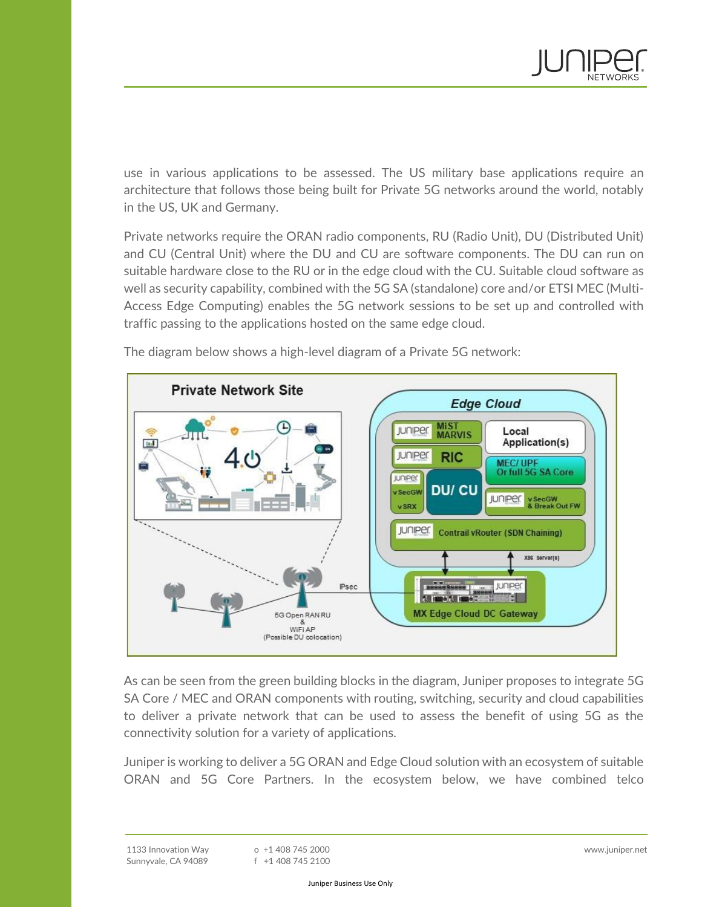use in various applications to be assessed. The US military base applications require an architecture that follows those being built for Private 5G networks around the world, notably in the US, UK and Germany.

Private networks require the ORAN radio components, RU (Radio Unit), DU (Distributed Unit) and CU (Central Unit) where the DU and CU are software components. The DU can run on suitable hardware close to the RU or in the edge cloud with the CU. Suitable cloud software as well as security capability, combined with the 5G SA (standalone) core and/or ETSI MEC (Multi-Access Edge Computing) enables the 5G network sessions to be set up and controlled with traffic passing to the applications hosted on the same edge cloud.

The diagram below shows a high-level diagram of a Private 5G network:

As can be seen from the green building blocks in the diagram, Juniper proposes to integrate 5G SA Core / MEC and ORAN components with routing, switching, security and cloud capabilities to deliver a private network that can be used to assess the benefit of using 5G as the connectivity solution for a variety of applications.

Juniper is working to deliver a 5G ORAN and Edge Cloud solution with an ecosystem of suitable ORAN and 5G Core Partners. In the ecosystem below, we have combined telco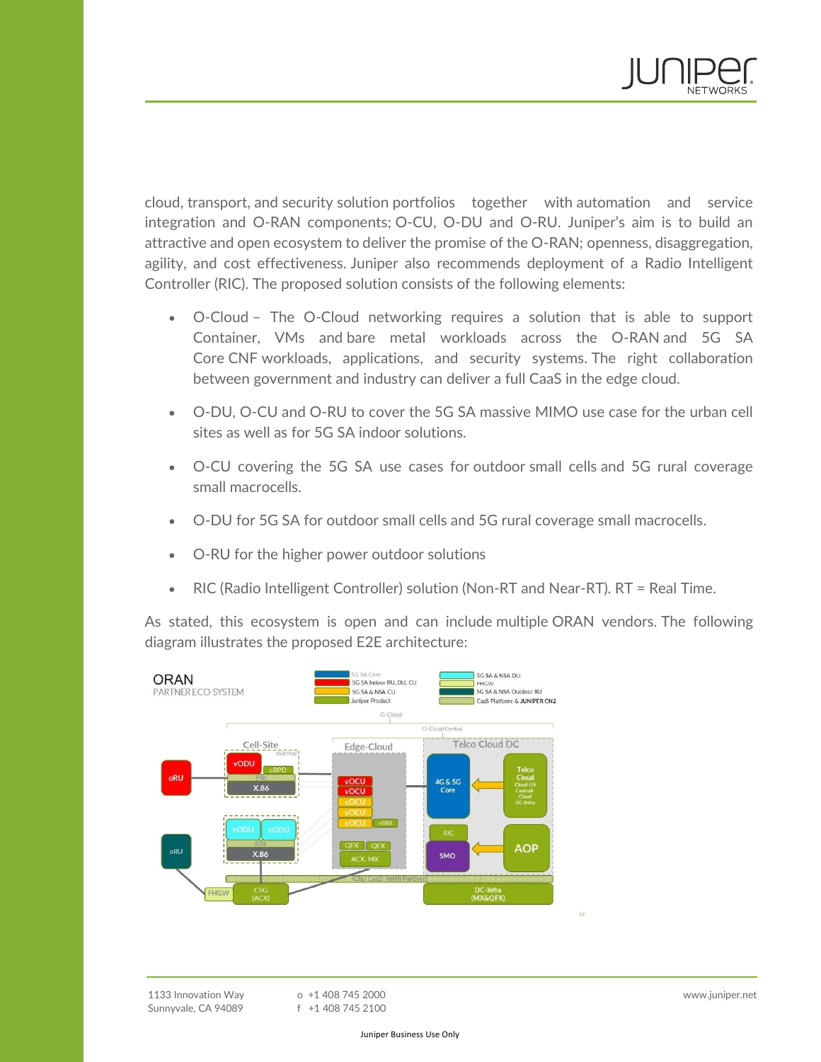cloud, transport, and security solution portfolios together with automation and service integration and O-RAN components; O-CU, O-DU and O-RU. Juniper's aim is to build an attractive and open ecosystem to deliver the promise of the O-RAN; openness, disaggregation, agility, and cost effectiveness. Juniper also recommends deployment of a Radio Intelligent Controller (RIC). The proposed solution consists of the following elements:

- O-Cloud – The O-Cloud networking requires a solution that is able to support Container, VMs and bare metal workloads across the O-RAN and 5G SA Core CNF workloads, applications, and security systems. The right collaboration between government and industry can deliver a full CaaS in the edge cloud.
- O-DU, O-CU and O-RU to cover the 5G SA massive MIMO use case for the urban cell sites as well as for 5G SA indoor solutions.
- O-CU covering the 5G SA use cases for outdoor small cells and 5G rural coverage small macrocells.
- O-DU for 5G SA for outdoor small cells and 5G rural coverage small macrocells.
- O-RU for the higher power outdoor solutions
- RIC (Radio Intelligent Controller) solution (Non-RT and Near-RT). RT = Real Time.

As stated, this ecosystem is open and can include multiple ORAN vendors. The following diagram illustrates the proposed E2E architecture: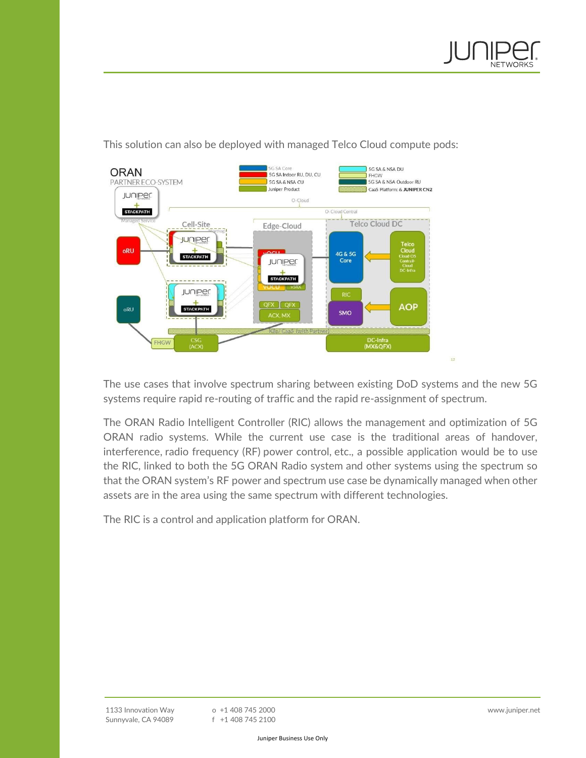This solution can also be deployed with managed Telco Cloud compute pods:

The use cases that involve spectrum sharing between existing DoD systems and the new 5G systems require rapid re-routing of traffic and the rapid re-assignment of spectrum.

The ORAN Radio Intelligent Controller (RIC) allows the management and optimization of 5G ORAN radio systems. While the current use case is the traditional areas of handover, interference, radio frequency (RF) power control, etc., a possible application would be to use the RIC, linked to both the 5G ORAN Radio system and other systems using the spectrum so that the ORAN system's RF power and spectrum use case be dynamically managed when other assets are in the area using the same spectrum with different technologies.

The RIC is a control and application platform for ORAN.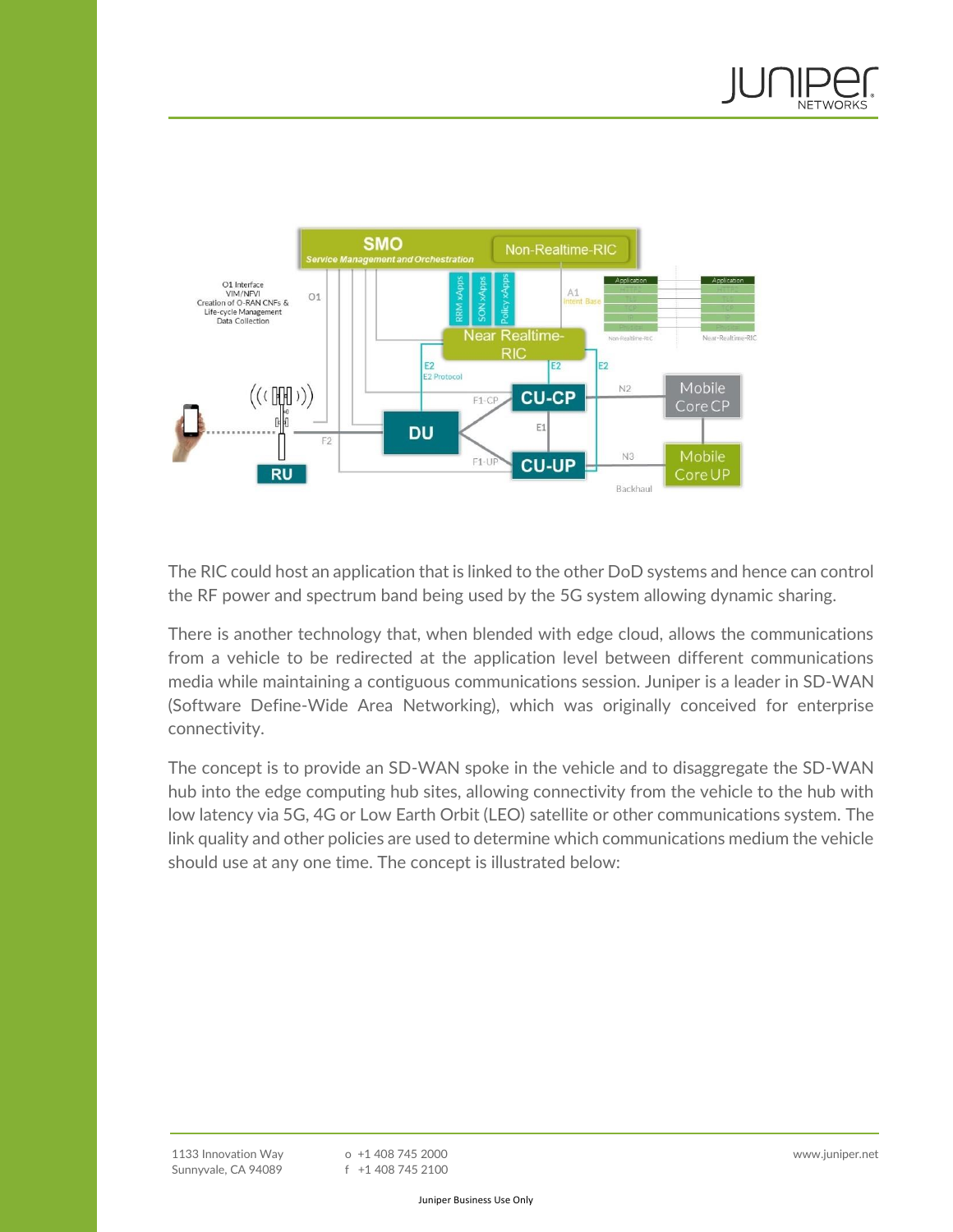The RIC could host an application that is linked to the other DoD systems and hence can control the RF power and spectrum band being used by the 5G system allowing dynamic sharing.

There is another technology that, when blended with edge cloud, allows the communications from a vehicle to be redirected at the application level between different communications media while maintaining a contiguous communications session. Juniper is a leader in SD-WAN (Software Define-Wide Area Networking), which was originally conceived for enterprise connectivity.

The concept is to provide an SD-WAN spoke in the vehicle and to disaggregate the SD-WAN hub into the edge computing hub sites, allowing connectivity from the vehicle to the hub with low latency via 5G, 4G or Low Earth Orbit (LEO) satellite or other communications system. The link quality and other policies are used to determine which communications medium the vehicle should use at any one time. The concept is illustrated below: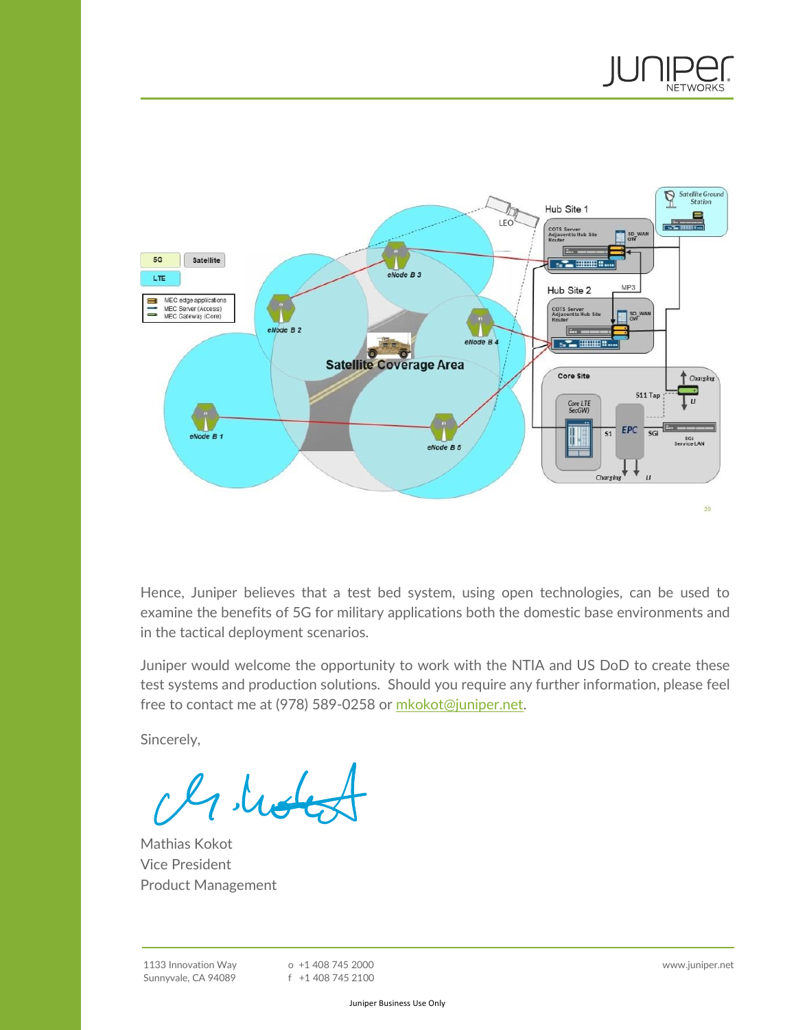5G

Satellite

LTE

MEC edge applications
MEC Server (Access)
MEC Gateway (Core)

LEO

Hub Site 1

COTS Server Adjacent to Hub Site Router

SD_WAN GW

Satellite Ground Station

Hub Site 2

MP3

eNode B 3

eNode B 2

eNode B 4

eNode B 1

eNode B 5

Satellite Coverage Area

Core Site

Charging

S11 Tap

LI

Core LTE SecGW)

S1

EPC

SGi

SGi Service LAN

Charging

LI

20

Hence, Juniper believes that a test bed system, using open technologies, can be used to examine the benefits of 5G for military applications both the domestic base environments and in the tactical deployment scenarios.

Juniper would welcome the opportunity to work with the NTIA and US DoD to create these test systems and production solutions. Should you require any further information, please feel free to contact me at (978) 589-0258 or mkokot@juniper.net.

Sincerely,

Mathias Kokot
Vice President
Product Management